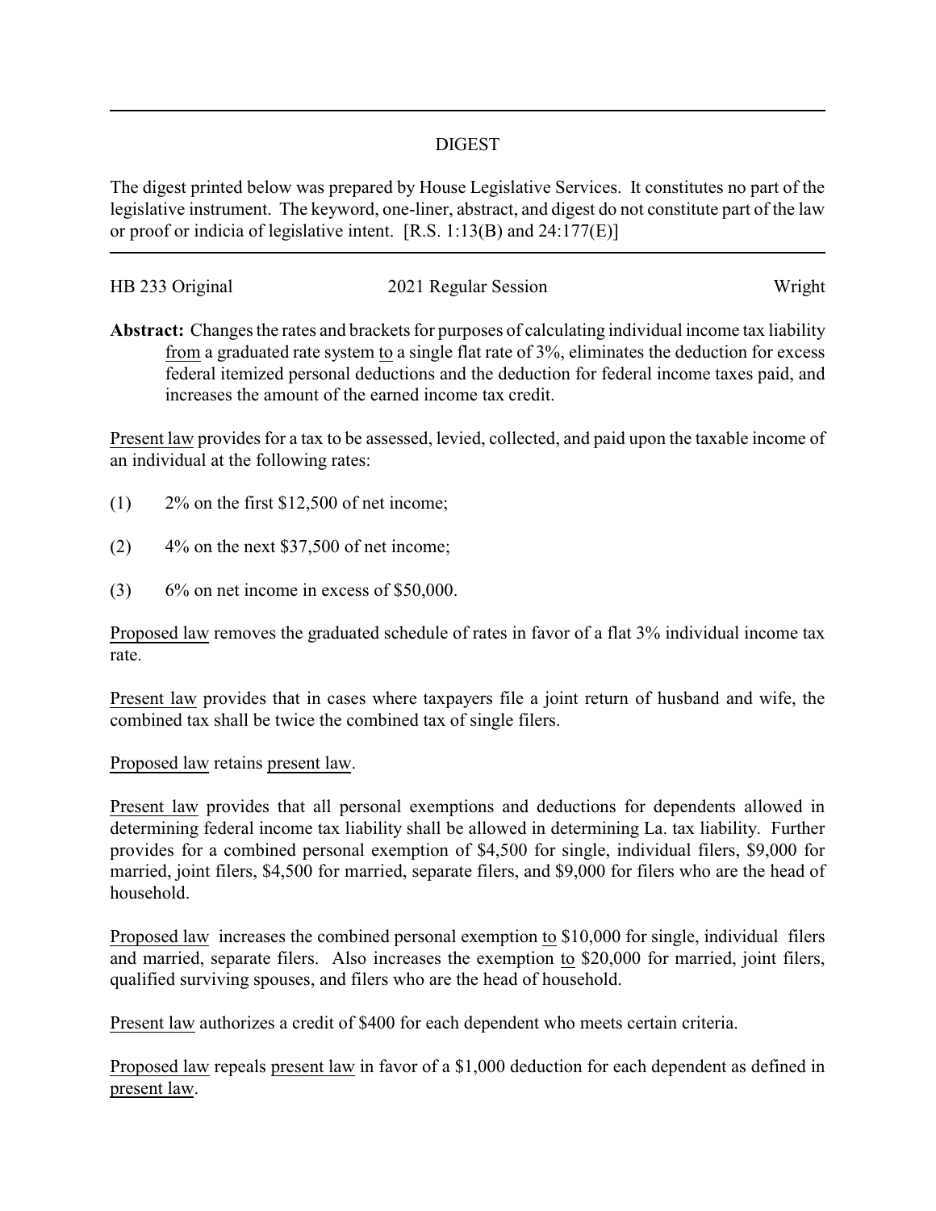## DIGEST

The digest printed below was prepared by House Legislative Services. It constitutes no part of the legislative instrument. The keyword, one-liner, abstract, and digest do not constitute part of the law or proof or indicia of legislative intent. [R.S. 1:13(B) and 24:177(E)]

HB 233 Original | 2021 Regular Session | Wright

**Abstract:** Changes the rates and brackets for purposes of calculating individual income tax liability from a graduated rate system to a single flat rate of 3%, eliminates the deduction for excess federal itemized personal deductions and the deduction for federal income taxes paid, and increases the amount of the earned income tax credit.

Present law provides for a tax to be assessed, levied, collected, and paid upon the taxable income of an individual at the following rates:

(1) 2% on the first $12,500 of net income;

(2) 4% on the next $37,500 of net income;

(3) 6% on net income in excess of $50,000.

Proposed law removes the graduated schedule of rates in favor of a flat 3% individual income tax rate.

Present law provides that in cases where taxpayers file a joint return of husband and wife, the combined tax shall be twice the combined tax of single filers.

Proposed law retains present law.

Present law provides that all personal exemptions and deductions for dependents allowed in determining federal income tax liability shall be allowed in determining La. tax liability. Further provides for a combined personal exemption of $4,500 for single, individual filers, $9,000 for married, joint filers, $4,500 for married, separate filers, and $9,000 for filers who are the head of household.

Proposed law increases the combined personal exemption to $10,000 for single, individual filers and married, separate filers. Also increases the exemption to $20,000 for married, joint filers, qualified surviving spouses, and filers who are the head of household.

Present law authorizes a credit of $400 for each dependent who meets certain criteria.

Proposed law repeals present law in favor of a $1,000 deduction for each dependent as defined in present law.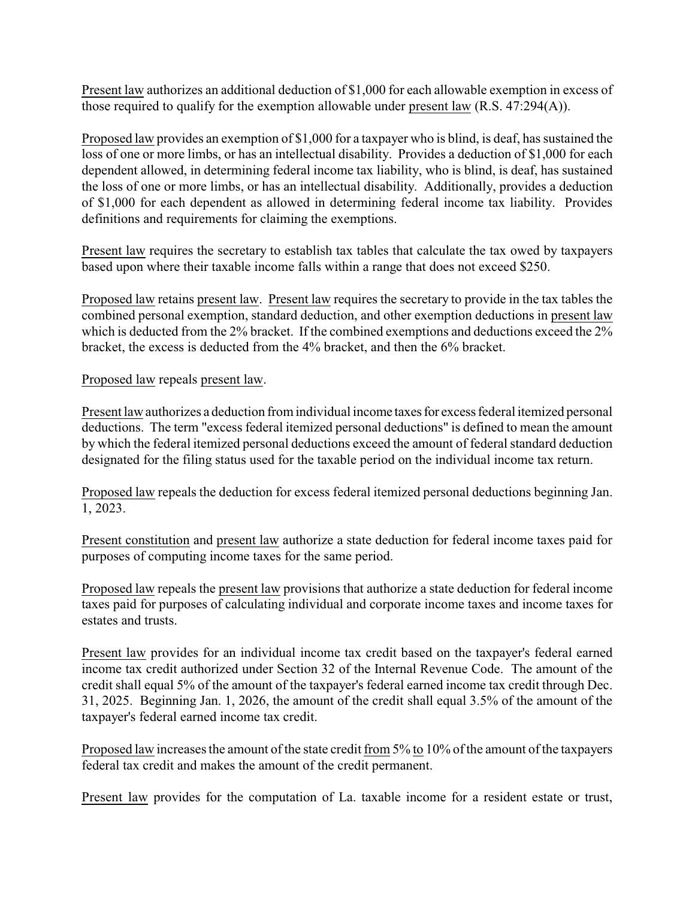Present law authorizes an additional deduction of $1,000 for each allowable exemption in excess of those required to qualify for the exemption allowable under present law (R.S. 47:294(A)).

Proposed law provides an exemption of $1,000 for a taxpayer who is blind, is deaf, has sustained the loss of one or more limbs, or has an intellectual disability. Provides a deduction of $1,000 for each dependent allowed, in determining federal income tax liability, who is blind, is deaf, has sustained the loss of one or more limbs, or has an intellectual disability. Additionally, provides a deduction of $1,000 for each dependent as allowed in determining federal income tax liability. Provides definitions and requirements for claiming the exemptions.

Present law requires the secretary to establish tax tables that calculate the tax owed by taxpayers based upon where their taxable income falls within a range that does not exceed $250.

Proposed law retains present law. Present law requires the secretary to provide in the tax tables the combined personal exemption, standard deduction, and other exemption deductions in present law which is deducted from the 2% bracket. If the combined exemptions and deductions exceed the 2% bracket, the excess is deducted from the 4% bracket, and then the 6% bracket.

Proposed law repeals present law.

Present law authorizes a deduction from individual income taxes for excess federal itemized personal deductions. The term "excess federal itemized personal deductions" is defined to mean the amount by which the federal itemized personal deductions exceed the amount of federal standard deduction designated for the filing status used for the taxable period on the individual income tax return.

Proposed law repeals the deduction for excess federal itemized personal deductions beginning Jan. 1, 2023.

Present constitution and present law authorize a state deduction for federal income taxes paid for purposes of computing income taxes for the same period.

Proposed law repeals the present law provisions that authorize a state deduction for federal income taxes paid for purposes of calculating individual and corporate income taxes and income taxes for estates and trusts.

Present law provides for an individual income tax credit based on the taxpayer's federal earned income tax credit authorized under Section 32 of the Internal Revenue Code. The amount of the credit shall equal 5% of the amount of the taxpayer's federal earned income tax credit through Dec. 31, 2025. Beginning Jan. 1, 2026, the amount of the credit shall equal 3.5% of the amount of the taxpayer's federal earned income tax credit.

Proposed law increases the amount of the state credit from 5% to 10% of the amount of the taxpayers federal tax credit and makes the amount of the credit permanent.

Present law provides for the computation of La. taxable income for a resident estate or trust,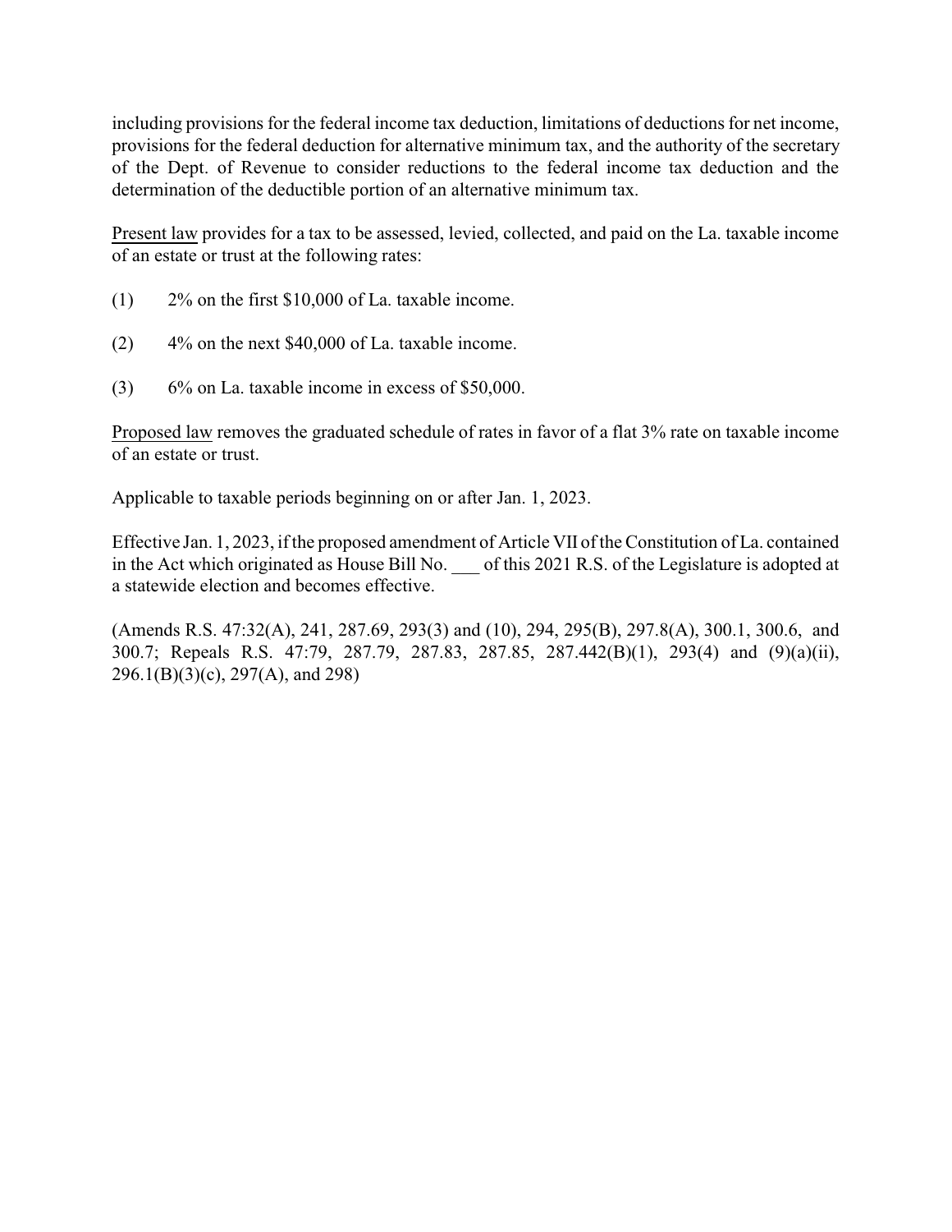including provisions for the federal income tax deduction, limitations of deductions for net income, provisions for the federal deduction for alternative minimum tax, and the authority of the secretary of the Dept. of Revenue to consider reductions to the federal income tax deduction and the determination of the deductible portion of an alternative minimum tax.

<u>Present law</u> provides for a tax to be assessed, levied, collected, and paid on the La. taxable income of an estate or trust at the following rates:

(1) 2% on the first $10,000 of La. taxable income.

(2) 4% on the next $40,000 of La. taxable income.

(3) 6% on La. taxable income in excess of $50,000.

<u>Proposed law</u> removes the graduated schedule of rates in favor of a flat 3% rate on taxable income of an estate or trust.

Applicable to taxable periods beginning on or after Jan. 1, 2023.

Effective Jan. 1, 2023, if the proposed amendment of Article VII of the Constitution of La. contained in the Act which originated as House Bill No. ___ of this 2021 R.S. of the Legislature is adopted at a statewide election and becomes effective.

(Amends R.S. 47:32(A), 241, 287.69, 293(3) and (10), 294, 295(B), 297.8(A), 300.1, 300.6, and 300.7; Repeals R.S. 47:79, 287.79, 287.83, 287.85, 287.442(B)(1), 293(4) and (9)(a)(ii), 296.1(B)(3)(c), 297(A), and 298)